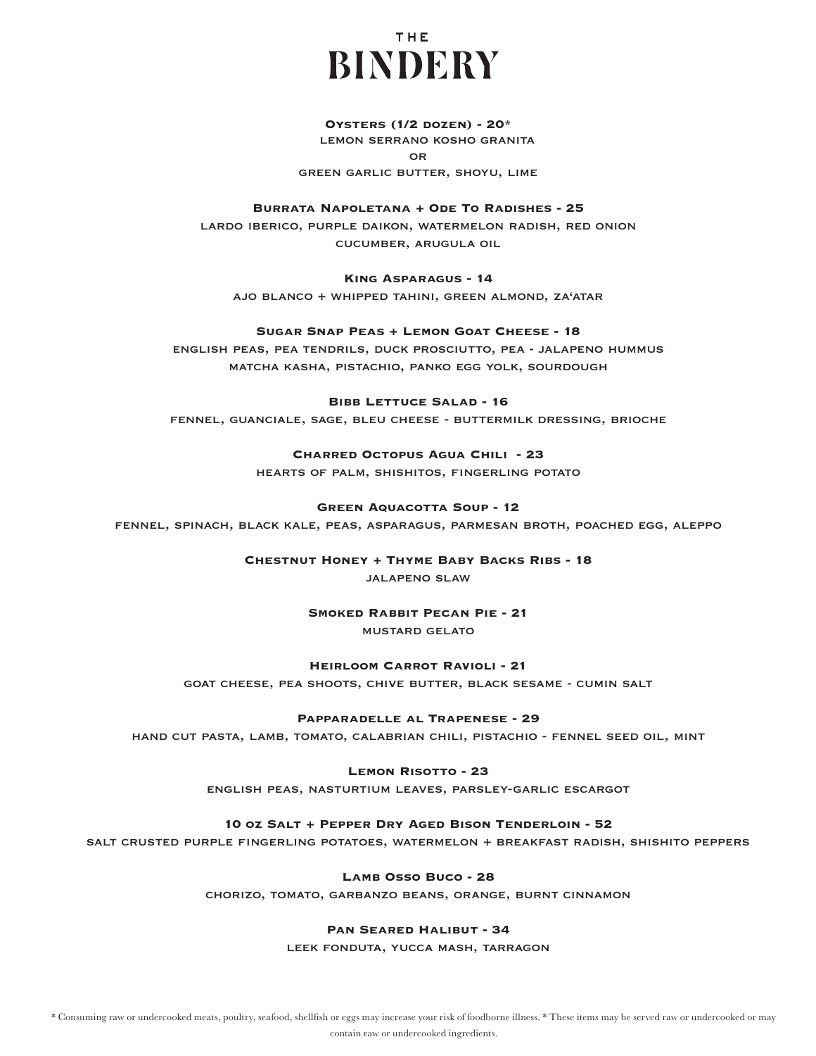# THE BINDERY

**Oysters (1/2 dozen) - 20***
lemon serrano kosho granita
or
green garlic butter, shoyu, lime

**Burrata Napoletana + Ode To Radishes - 25**
lardo iberico, purple daikon, watermelon radish, red onion
cucumber, arugula oil

**King Asparagus - 14**
ajo blanco + whipped tahini, green almond, za'atar

**Sugar Snap Peas + Lemon Goat Cheese - 18**
english peas, pea tendrils, duck prosciutto, pea - jalapeno hummus
matcha kasha, pistachio, panko egg yolk, sourdough

**Bibb Lettuce Salad - 16**
fennel, guanciale, sage, bleu cheese - buttermilk dressing, brioche

**Charred Octopus Agua Chili - 23**
hearts of palm, shishitos, fingerling potato

**Green Aquacotta Soup - 12**
fennel, spinach, black kale, peas, asparagus, parmesan broth, poached egg, aleppo

**Chestnut Honey + Thyme Baby Backs Ribs - 18**
jalapeno slaw

**Smoked Rabbit Pecan Pie - 21**
mustard gelato

**Heirloom Carrot Ravioli - 21**
goat cheese, pea shoots, chive butter, black sesame - cumin salt

**Papparadelle al Trapenese - 29**
hand cut pasta, lamb, tomato, calabrian chili, pistachio - fennel seed oil, mint

**Lemon Risotto - 23**
english peas, nasturtium leaves, parsley-garlic escargot

**10 oz Salt + Pepper Dry Aged Bison Tenderloin - 52**
salt crusted purple fingerling potatoes, watermelon + breakfast radish, shishito peppers

**Lamb Osso Buco - 28**
chorizo, tomato, garbanzo beans, orange, burnt cinnamon

**Pan Seared Halibut - 34**
leek fonduta, yucca mash, tarragon

* Consuming raw or undercooked meats, poultry, seafood, shellfish or eggs may increase your risk of foodborne illness. * These items may be served raw or undercooked or may contain raw or undercooked ingredients.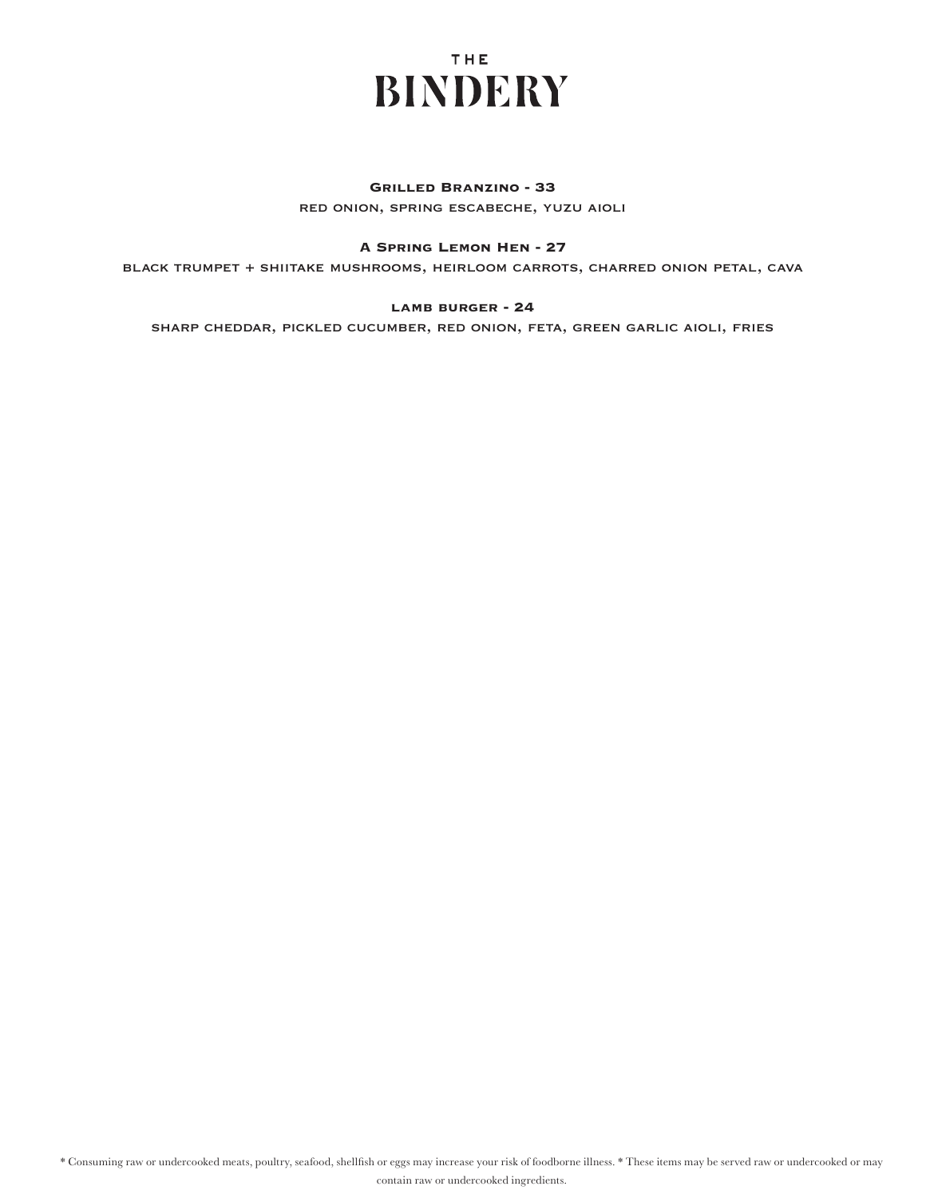# THE BINDERY

**Grilled Branzino - 33**

red onion, spring escabeche, yuzu aioli

**A Spring Lemon Hen - 27**

black trumpet + shiitake mushrooms, heirloom carrots, charred onion petal, cava

**lamb burger - 24**

sharp cheddar, pickled cucumber, red onion, feta, green garlic aioli, fries

* Consuming raw or undercooked meats, poultry, seafood, shellfish or eggs may increase your risk of foodborne illness. * These items may be served raw or undercooked or may contain raw or undercooked ingredients.